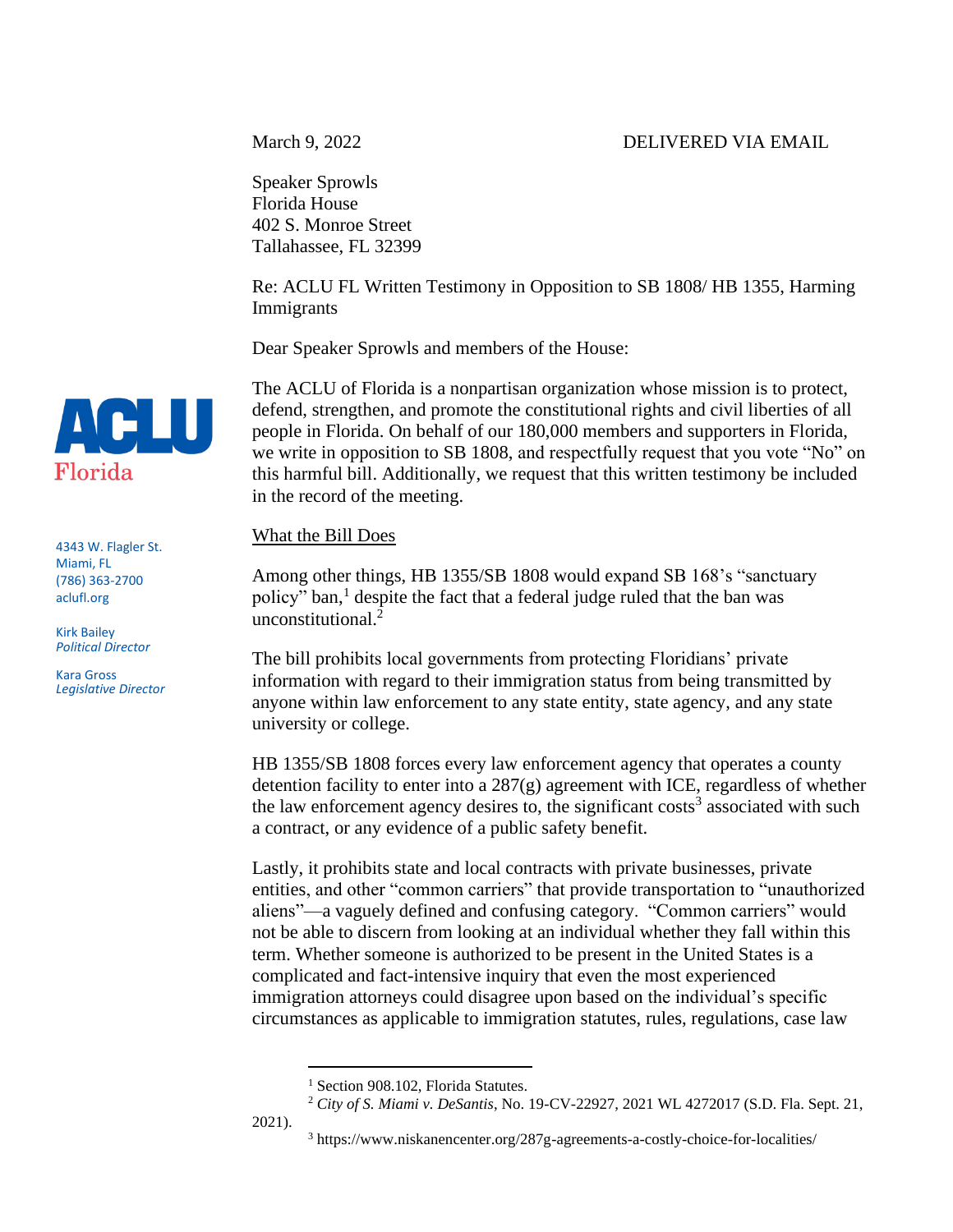March 9, 2022 DELIVERED VIA EMAIL

Speaker Sprowls
Florida House
402 S. Monroe Street
Tallahassee, FL 32399

Re: ACLU FL Written Testimony in Opposition to SB 1808/ HB 1355, Harming Immigrants

Dear Speaker Sprowls and members of the House:

ACLU Florida

4343 W. Flagler St.
Miami, FL
(786) 363-2700
aclufl.org

Kirk Bailey
*Political Director*

Kara Gross
*Legislative Director*

The ACLU of Florida is a nonpartisan organization whose mission is to protect, defend, strengthen, and promote the constitutional rights and civil liberties of all people in Florida. On behalf of our 180,000 members and supporters in Florida, we write in opposition to SB 1808, and respectfully request that you vote "No" on this harmful bill. Additionally, we request that this written testimony be included in the record of the meeting.

What the Bill Does

Among other things, HB 1355/SB 1808 would expand SB 168's "sanctuary policy" ban,[1] despite the fact that a federal judge ruled that the ban was unconstitutional.[2]

The bill prohibits local governments from protecting Floridians' private information with regard to their immigration status from being transmitted by anyone within law enforcement to any state entity, state agency, and any state university or college.

HB 1355/SB 1808 forces every law enforcement agency that operates a county detention facility to enter into a 287(g) agreement with ICE, regardless of whether the law enforcement agency desires to, the significant costs[3] associated with such a contract, or any evidence of a public safety benefit.

Lastly, it prohibits state and local contracts with private businesses, private entities, and other "common carriers" that provide transportation to "unauthorized aliens"—a vaguely defined and confusing category. "Common carriers" would not be able to discern from looking at an individual whether they fall within this term. Whether someone is authorized to be present in the United States is a complicated and fact-intensive inquiry that even the most experienced immigration attorneys could disagree upon based on the individual's specific circumstances as applicable to immigration statutes, rules, regulations, case law

[1] Section 908.102, Florida Statutes.

[2] *City of S. Miami v. DeSantis*, No. 19-CV-22927, 2021 WL 4272017 (S.D. Fla. Sept. 21, 2021).

[3] https://www.niskanencenter.org/287g-agreements-a-costly-choice-for-localities/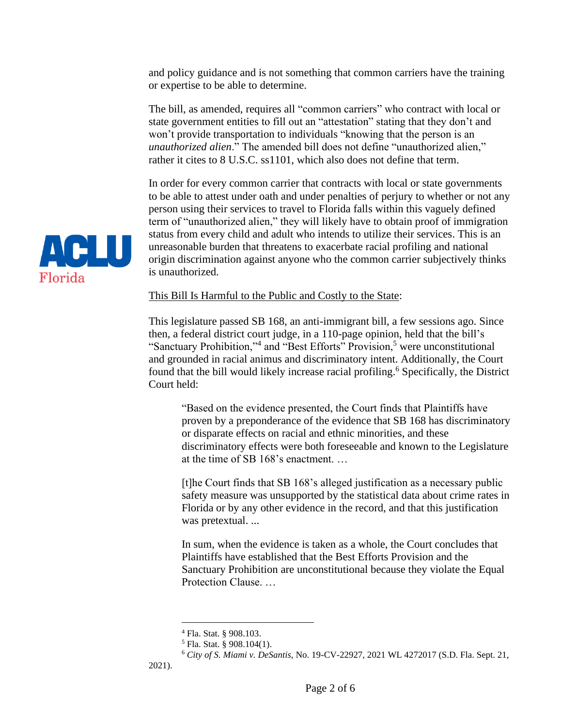and policy guidance and is not something that common carriers have the training or expertise to be able to determine.

The bill, as amended, requires all "common carriers" who contract with local or state government entities to fill out an "attestation" stating that they don't and won't provide transportation to individuals "knowing that the person is an *unauthorized alien*." The amended bill does not define "unauthorized alien," rather it cites to 8 U.S.C. ss1101, which also does not define that term.

In order for every common carrier that contracts with local or state governments to be able to attest under oath and under penalties of perjury to whether or not any person using their services to travel to Florida falls within this vaguely defined term of "unauthorized alien," they will likely have to obtain proof of immigration status from every child and adult who intends to utilize their services. This is an unreasonable burden that threatens to exacerbate racial profiling and national origin discrimination against anyone who the common carrier subjectively thinks is unauthorized.

<u>This Bill Is Harmful to the Public and Costly to the State</u>:

This legislature passed SB 168, an anti-immigrant bill, a few sessions ago. Since then, a federal district court judge, in a 110-page opinion, held that the bill's "Sanctuary Prohibition,"[4] and "Best Efforts" Provision,[5] were unconstitutional and grounded in racial animus and discriminatory intent. Additionally, the Court found that the bill would likely increase racial profiling.[6] Specifically, the District Court held:

> "Based on the evidence presented, the Court finds that Plaintiffs have proven by a preponderance of the evidence that SB 168 has discriminatory or disparate effects on racial and ethnic minorities, and these discriminatory effects were both foreseeable and known to the Legislature at the time of SB 168's enactment. …
>
> [t]he Court finds that SB 168's alleged justification as a necessary public safety measure was unsupported by the statistical data about crime rates in Florida or by any other evidence in the record, and that this justification was pretextual. ...
>
> In sum, when the evidence is taken as a whole, the Court concludes that Plaintiffs have established that the Best Efforts Provision and the Sanctuary Prohibition are unconstitutional because they violate the Equal Protection Clause. …

---

[4] Fla. Stat. § 908.103.

[5] Fla. Stat. § 908.104(1).

[6] *City of S. Miami v. DeSantis*, No. 19-CV-22927, 2021 WL 4272017 (S.D. Fla. Sept. 21, 2021).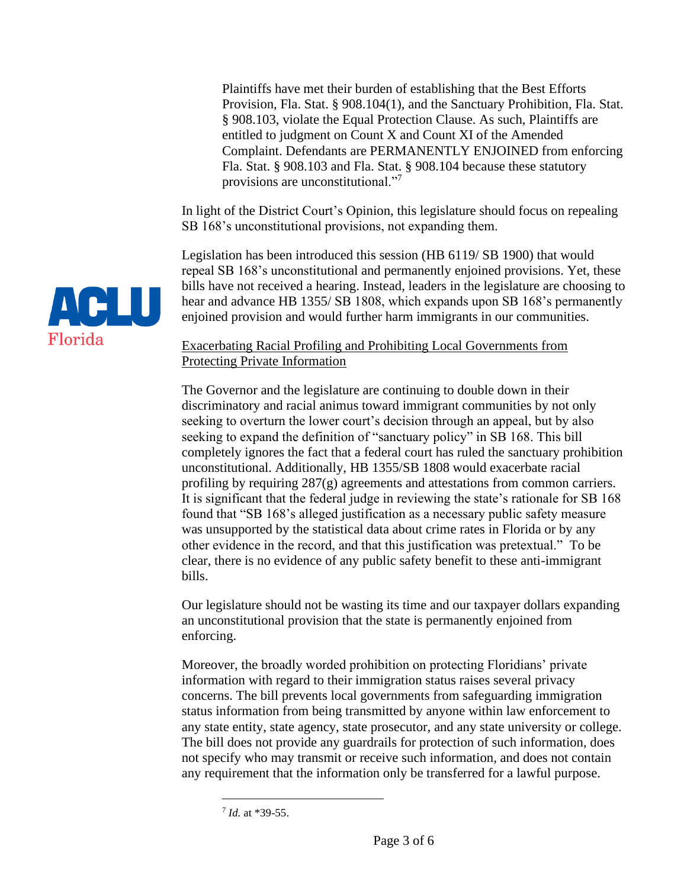> Plaintiffs have met their burden of establishing that the Best Efforts Provision, Fla. Stat. § 908.104(1), and the Sanctuary Prohibition, Fla. Stat. § 908.103, violate the Equal Protection Clause. As such, Plaintiffs are entitled to judgment on Count X and Count XI of the Amended Complaint. Defendants are PERMANENTLY ENJOINED from enforcing Fla. Stat. § 908.103 and Fla. Stat. § 908.104 because these statutory provisions are unconstitutional."[7]

In light of the District Court's Opinion, this legislature should focus on repealing SB 168's unconstitutional provisions, not expanding them.

Legislation has been introduced this session (HB 6119/ SB 1900) that would repeal SB 168's unconstitutional and permanently enjoined provisions. Yet, these bills have not received a hearing. Instead, leaders in the legislature are choosing to hear and advance HB 1355/ SB 1808, which expands upon SB 168's permanently enjoined provision and would further harm immigrants in our communities.

<u>Exacerbating Racial Profiling and Prohibiting Local Governments from Protecting Private Information</u>

The Governor and the legislature are continuing to double down in their discriminatory and racial animus toward immigrant communities by not only seeking to overturn the lower court's decision through an appeal, but by also seeking to expand the definition of "sanctuary policy" in SB 168. This bill completely ignores the fact that a federal court has ruled the sanctuary prohibition unconstitutional. Additionally, HB 1355/SB 1808 would exacerbate racial profiling by requiring 287(g) agreements and attestations from common carriers. It is significant that the federal judge in reviewing the state's rationale for SB 168 found that "SB 168's alleged justification as a necessary public safety measure was unsupported by the statistical data about crime rates in Florida or by any other evidence in the record, and that this justification was pretextual." To be clear, there is no evidence of any public safety benefit to these anti-immigrant bills.

Our legislature should not be wasting its time and our taxpayer dollars expanding an unconstitutional provision that the state is permanently enjoined from enforcing.

Moreover, the broadly worded prohibition on protecting Floridians' private information with regard to their immigration status raises several privacy concerns. The bill prevents local governments from safeguarding immigration status information from being transmitted by anyone within law enforcement to any state entity, state agency, state prosecutor, and any state university or college. The bill does not provide any guardrails for protection of such information, does not specify who may transmit or receive such information, and does not contain any requirement that the information only be transferred for a lawful purpose.

---

[7] *Id.* at *39-55.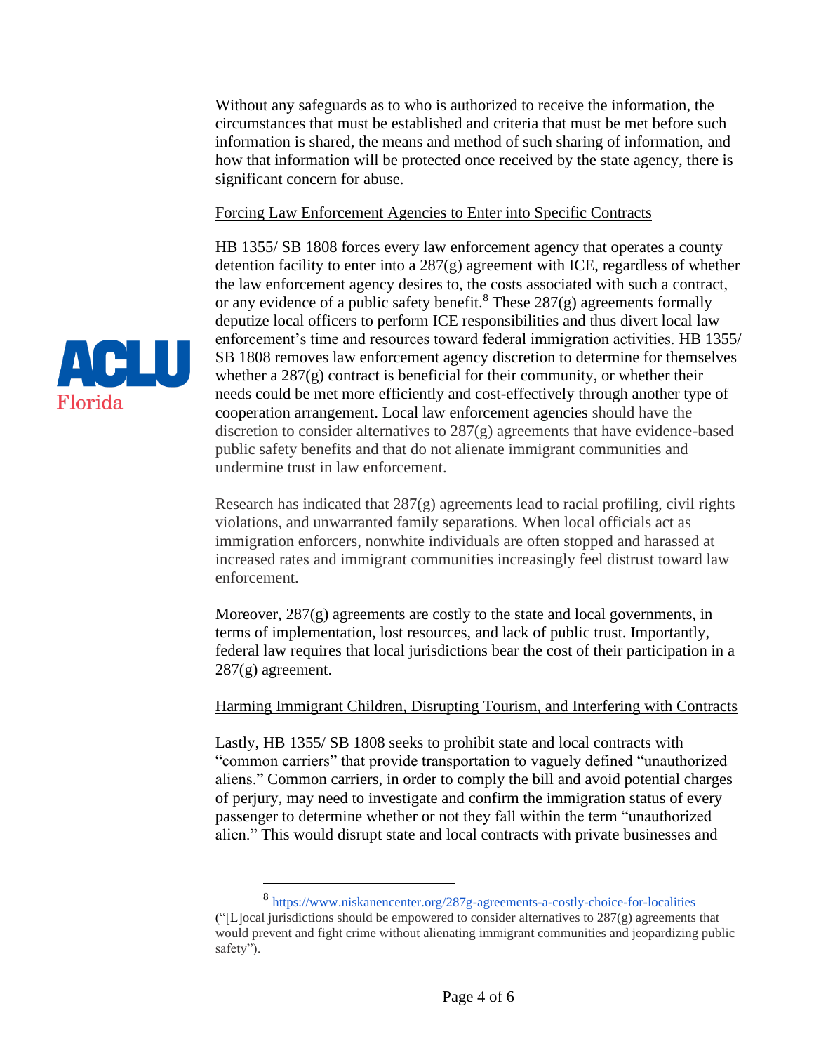Without any safeguards as to who is authorized to receive the information, the circumstances that must be established and criteria that must be met before such information is shared, the means and method of such sharing of information, and how that information will be protected once received by the state agency, there is significant concern for abuse.

<u>Forcing Law Enforcement Agencies to Enter into Specific Contracts</u>

HB 1355/ SB 1808 forces every law enforcement agency that operates a county detention facility to enter into a 287(g) agreement with ICE, regardless of whether the law enforcement agency desires to, the costs associated with such a contract, or any evidence of a public safety benefit.[8] These 287(g) agreements formally deputize local officers to perform ICE responsibilities and thus divert local law enforcement's time and resources toward federal immigration activities. HB 1355/ SB 1808 removes law enforcement agency discretion to determine for themselves whether a 287(g) contract is beneficial for their community, or whether their needs could be met more efficiently and cost-effectively through another type of cooperation arrangement. Local law enforcement agencies should have the discretion to consider alternatives to 287(g) agreements that have evidence-based public safety benefits and that do not alienate immigrant communities and undermine trust in law enforcement.

Research has indicated that 287(g) agreements lead to racial profiling, civil rights violations, and unwarranted family separations. When local officials act as immigration enforcers, nonwhite individuals are often stopped and harassed at increased rates and immigrant communities increasingly feel distrust toward law enforcement.

Moreover, 287(g) agreements are costly to the state and local governments, in terms of implementation, lost resources, and lack of public trust. Importantly, federal law requires that local jurisdictions bear the cost of their participation in a 287(g) agreement.

<u>Harming Immigrant Children, Disrupting Tourism, and Interfering with Contracts</u>

Lastly, HB 1355/ SB 1808 seeks to prohibit state and local contracts with "common carriers" that provide transportation to vaguely defined "unauthorized aliens." Common carriers, in order to comply the bill and avoid potential charges of perjury, may need to investigate and confirm the immigration status of every passenger to determine whether or not they fall within the term "unauthorized alien." This would disrupt state and local contracts with private businesses and

[8] https://www.niskanencenter.org/287g-agreements-a-costly-choice-for-localities ("[L]ocal jurisdictions should be empowered to consider alternatives to 287(g) agreements that would prevent and fight crime without alienating immigrant communities and jeopardizing public safety").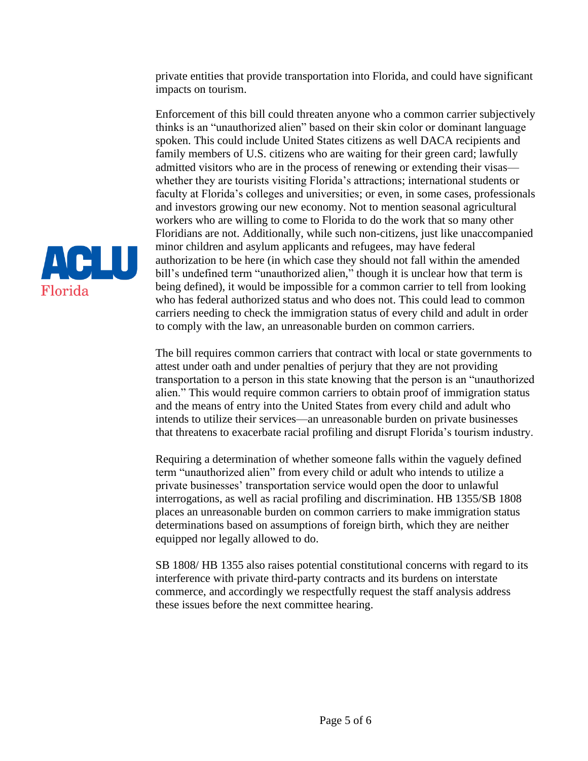private entities that provide transportation into Florida, and could have significant impacts on tourism.

Enforcement of this bill could threaten anyone who a common carrier subjectively thinks is an "unauthorized alien" based on their skin color or dominant language spoken. This could include United States citizens as well DACA recipients and family members of U.S. citizens who are waiting for their green card; lawfully admitted visitors who are in the process of renewing or extending their visas—whether they are tourists visiting Florida's attractions; international students or faculty at Florida's colleges and universities; or even, in some cases, professionals and investors growing our new economy. Not to mention seasonal agricultural workers who are willing to come to Florida to do the work that so many other Floridians are not. Additionally, while such non-citizens, just like unaccompanied minor children and asylum applicants and refugees, may have federal authorization to be here (in which case they should not fall within the amended bill's undefined term "unauthorized alien," though it is unclear how that term is being defined), it would be impossible for a common carrier to tell from looking who has federal authorized status and who does not. This could lead to common carriers needing to check the immigration status of every child and adult in order to comply with the law, an unreasonable burden on common carriers.

The bill requires common carriers that contract with local or state governments to attest under oath and under penalties of perjury that they are not providing transportation to a person in this state knowing that the person is an "unauthorized alien." This would require common carriers to obtain proof of immigration status and the means of entry into the United States from every child and adult who intends to utilize their services—an unreasonable burden on private businesses that threatens to exacerbate racial profiling and disrupt Florida's tourism industry.

Requiring a determination of whether someone falls within the vaguely defined term "unauthorized alien" from every child or adult who intends to utilize a private businesses' transportation service would open the door to unlawful interrogations, as well as racial profiling and discrimination. HB 1355/SB 1808 places an unreasonable burden on common carriers to make immigration status determinations based on assumptions of foreign birth, which they are neither equipped nor legally allowed to do.

SB 1808/ HB 1355 also raises potential constitutional concerns with regard to its interference with private third-party contracts and its burdens on interstate commerce, and accordingly we respectfully request the staff analysis address these issues before the next committee hearing.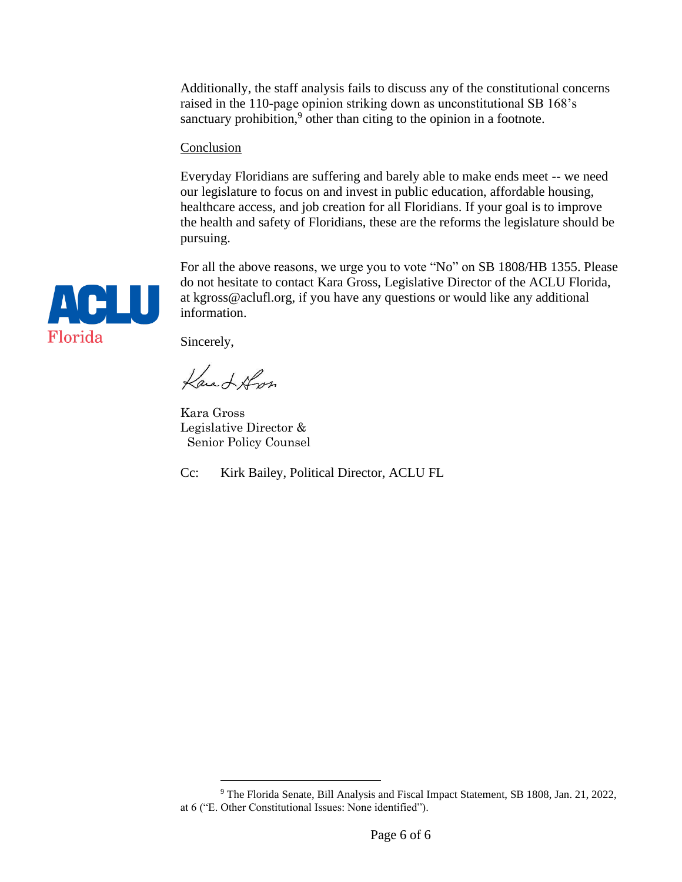Additionally, the staff analysis fails to discuss any of the constitutional concerns raised in the 110-page opinion striking down as unconstitutional SB 168's sanctuary prohibition,[9] other than citing to the opinion in a footnote.

Conclusion

Everyday Floridians are suffering and barely able to make ends meet -- we need our legislature to focus on and invest in public education, affordable housing, healthcare access, and job creation for all Floridians. If your goal is to improve the health and safety of Floridians, these are the reforms the legislature should be pursuing.

For all the above reasons, we urge you to vote "No" on SB 1808/HB 1355. Please do not hesitate to contact Kara Gross, Legislative Director of the ACLU Florida, at kgross@aclufl.org, if you have any questions or would like any additional information.

ACLU Florida

Sincerely,

Kara Gross
Legislative Director &
Senior Policy Counsel

Cc: Kirk Bailey, Political Director, ACLU FL

---

[9] The Florida Senate, Bill Analysis and Fiscal Impact Statement, SB 1808, Jan. 21, 2022, at 6 ("E. Other Constitutional Issues: None identified").